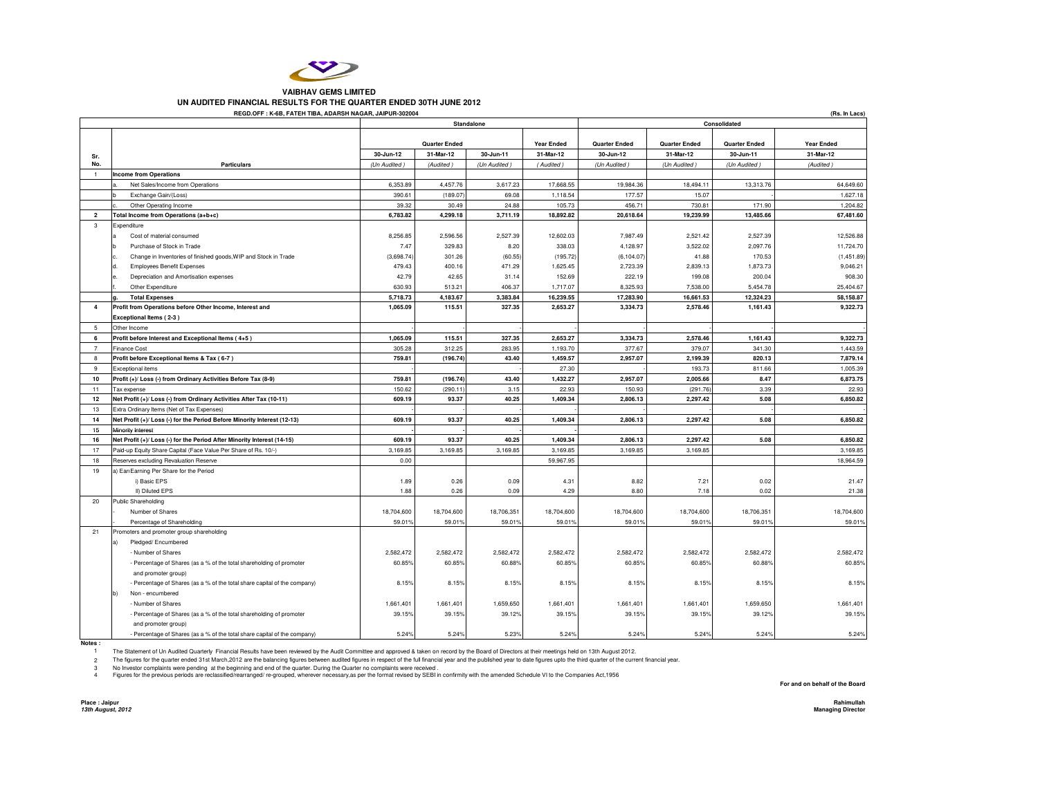# VAIBHAV GEMS LIMITED

## UN AUDITED FINANCIAL RESULTS FOR THE QUARTER ENDED 30TH JUNE 2012

**REGD.OFF : K-6B, FATEH TIBA, ADARSH NAGAR, JAIPUR-302004** **(Rs. In Lacs)**

| Sr. No. | Particulars | Standalone | | | | Consolidated | | | |
|---|---|---|---|---|---|---|---|---|---|
| | | Quarter Ended | | | Year Ended | Quarter Ended | Quarter Ended | Quarter Ended | Year Ended |
| | | 30-Jun-12 | 31-Mar-12 | 30-Jun-11 | 31-Mar-12 | 30-Jun-12 | 31-Mar-12 | 30-Jun-11 | 31-Mar-12 |
| | | (Un Audited ) | (Audited ) | (Un Audited ) | ( Audited ) | (Un Audited ) | (Un Audited ) | (Un Audited ) | (Audited ) |
| 1 | **Income from Operations** | | | | | | | | |
| | a. Net Sales/Income from Operations | 6,353.89 | 4,457.76 | 3,617.23 | 17,668.55 | 19,984.36 | 18,494.11 | 13,313.76 | 64,649.60 |
| | b Exchange Gain/(Loss) | 390.61 | (189.07) | 69.08 | 1,118.54 | 177.57 | 15.07 | - | 1,627.18 |
| | c. Other Operating Income | 39.32 | 30.49 | 24.88 | 105.73 | 456.71 | 730.81 | 171.90 | 1,204.82 |
| 2 | **Total Income from Operations (a+b+c)** | **6,783.82** | **4,299.18** | **3,711.19** | **18,892.82** | **20,618.64** | **19,239.99** | **13,485.66** | **67,481.60** |
| 3 | Expenditure | | | | | | | | |
| | a Cost of material consumed | 8,256.85 | 2,596.56 | 2,527.39 | 12,602.03 | 7,987.49 | 2,521.42 | 2,527.39 | 12,526.88 |
| | b Purchase of Stock in Trade | 7.47 | 329.83 | 8.20 | 338.03 | 4,128.97 | 3,522.02 | 2,097.76 | 11,724.70 |
| | c. Change in Inventories of finished goods,WIP and Stock in Trade | (3,698.74) | 301.26 | (60.55) | (195.72) | (6,104.07) | 41.88 | 170.53 | (1,451.89) |
| | d. Employees Benefit Expenses | 479.43 | 400.16 | 471.29 | 1,625.45 | 2,723.39 | 2,839.13 | 1,873.73 | 9,046.21 |
| | e. Depreciation and Amortisation expenses | 42.79 | 42.65 | 31.14 | 152.69 | 222.19 | 199.08 | 200.04 | 908.30 |
| | f. Other Expenditure | 630.93 | 513.21 | 406.37 | 1,717.07 | 8,325.93 | 7,538.00 | 5,454.78 | 25,404.67 |
| | **g. Total Expenses** | **5,718.73** | **4,183.67** | **3,383.84** | **16,239.55** | **17,283.90** | **16,661.53** | **12,324.23** | **58,158.87** |
| 4 | **Profit from Operations before Other Income, Interest and Exceptional Items ( 2-3 )** | **1,065.09** | **115.51** | **327.35** | **2,653.27** | **3,334.73** | **2,578.46** | **1,161.43** | **9,322.73** |
| 5 | Other Income | - | - | - | - | - | - | - | - |
| 6 | **Profit before Interest and Exceptional Items ( 4+5 )** | **1,065.09** | **115.51** | **327.35** | **2,653.27** | **3,334.73** | **2,578.46** | **1,161.43** | **9,322.73** |
| 7 | Finance Cost | 305.28 | 312.25 | 283.95 | 1,193.70 | 377.67 | 379.07 | 341.30 | 1,443.59 |
| 8 | **Profit before Exceptional Items & Tax ( 6-7 )** | **759.81** | **(196.74)** | **43.40** | **1,459.57** | **2,957.07** | **2,199.39** | **820.13** | **7,879.14** |
| 9 | Exceptional items | | | - | 27.30 | - | 193.73 | 811.66 | 1,005.39 |
| 10 | **Profit (+)/ Loss (-) from Ordinary Activities Before Tax (8-9)** | **759.81** | **(196.74)** | **43.40** | **1,432.27** | **2,957.07** | **2,005.66** | **8.47** | **6,873.75** |
| 11 | Tax expense | 150.62 | (290.11) | 3.15 | 22.93 | 150.93 | (291.76) | 3.39 | 22.93 |
| 12 | **Net Profit (+)/ Loss (-) from Ordinary Activities After Tax (10-11)** | **609.19** | **93.37** | **40.25** | **1,409.34** | **2,806.13** | **2,297.42** | **5.08** | **6,850.82** |
| 13 | Extra Ordinary Items (Net of Tax Expenses) | - | - | - | - | - | - | - | - |
| 14 | **Net Profit (+)/ Loss (-) for the Period Before Minority Interest (12-13)** | **609.19** | **93.37** | **40.25** | **1,409.34** | **2,806.13** | **2,297.42** | **5.08** | **6,850.82** |
| 15 | Minority Interest | - | - | - | - | | | | |
| 16 | **Net Profit (+)/ Loss (-) for the Period After Minority Interest (14-15)** | **609.19** | **93.37** | **40.25** | **1,409.34** | **2,806.13** | **2,297.42** | **5.08** | **6,850.82** |
| 17 | Paid-up Equity Share Capital (Face Value Per Share of Rs. 10/-) | 3,169.85 | 3,169.85 | 3,169.85 | 3,169.85 | 3,169.85 | 3,169.85 | | 3,169.85 |
| 18 | Reserves excluding Revaluation Reserve | 0.00 | | | 59,967.95 | | | | 18,964.59 |
| 19 | a) Ean Earning Per Share for the Period | | | | | | | | |
| | i) Basic EPS | 1.89 | 0.26 | 0.09 | 4.31 | 8.82 | 7.21 | 0.02 | 21.47 |
| | II) Diluted EPS | 1.88 | 0.26 | 0.09 | 4.29 | 8.80 | 7.18 | 0.02 | 21.38 |
| 20 | Public Shareholding | | | | | | | | |
| | - Number of Shares | 18,704,600 | 18,704,600 | 18,706,351 | 18,704,600 | 18,704,600 | 18,704,600 | 18,706,351 | 18,704,600 |
| | - Percentage of Shareholding | 59.01% | 59.01% | 59.01% | 59.01% | 59.01% | 59.01% | 59.01% | 59.01% |
| 21 | Promoters and promoter group shareholding | | | | | | | | |
| | a) Pledged/ Encumbered | | | | | | | | |
| | - Number of Shares | 2,582,472 | 2,582,472 | 2,582,472 | 2,582,472 | 2,582,472 | 2,582,472 | 2,582,472 | 2,582,472 |
| | - Percentage of Shares (as a % of the total shareholding of promoter and promoter group) | 60.85% | 60.85% | 60.88% | 60.85% | 60.85% | 60.85% | 60.88% | 60.85% |
| | - Percentage of Shares (as a % of the total share capital of the company) | 8.15% | 8.15% | 8.15% | 8.15% | 8.15% | 8.15% | 8.15% | 8.15% |
| | b) Non - encumbered | | | | | | | | |
| | - Number of Shares | 1,661,401 | 1,661,401 | 1,659,650 | 1,661,401 | 1,661,401 | 1,661,401 | 1,659,650 | 1,661,401 |
| | - Percentage of Shares (as a % of the total shareholding of promoter and promoter group) | 39.15% | 39.15% | 39.12% | 39.15% | 39.15% | 39.15% | 39.12% | 39.15% |
| | - Percentage of Shares (as a % of the total share capital of the company) | 5.24% | 5.24% | 5.23% | 5.24% | 5.24% | 5.24% | 5.24% | 5.24% |

**Notes :**

1. The Statement of Un Audited Quarterly Financial Results have been reviewed by the Audit Committee and approved & taken on record by the Board of Directors at their meetings held on 13th August 2012.
2. The figures for the quarter ended 31st March,2012 are the balancing figures between audited figures in respect of the full financial year and the published year to date figures upto the third quarter of the current financial year.
3. No Investor complaints were pending at the beginning and end of the quarter. During the Quarter no complaints were received .
4. Figures for the previous periods are reclassified/rearranged/ re-grouped, wherever necessary,as per the format revised by SEBI in confirmity with the amended Schedule VI to the Companies Act,1956

**For and on behalf of the Board**

**Place : Jaipur**
***13th August, 2012***

**Rahimullah**
**Managing Director**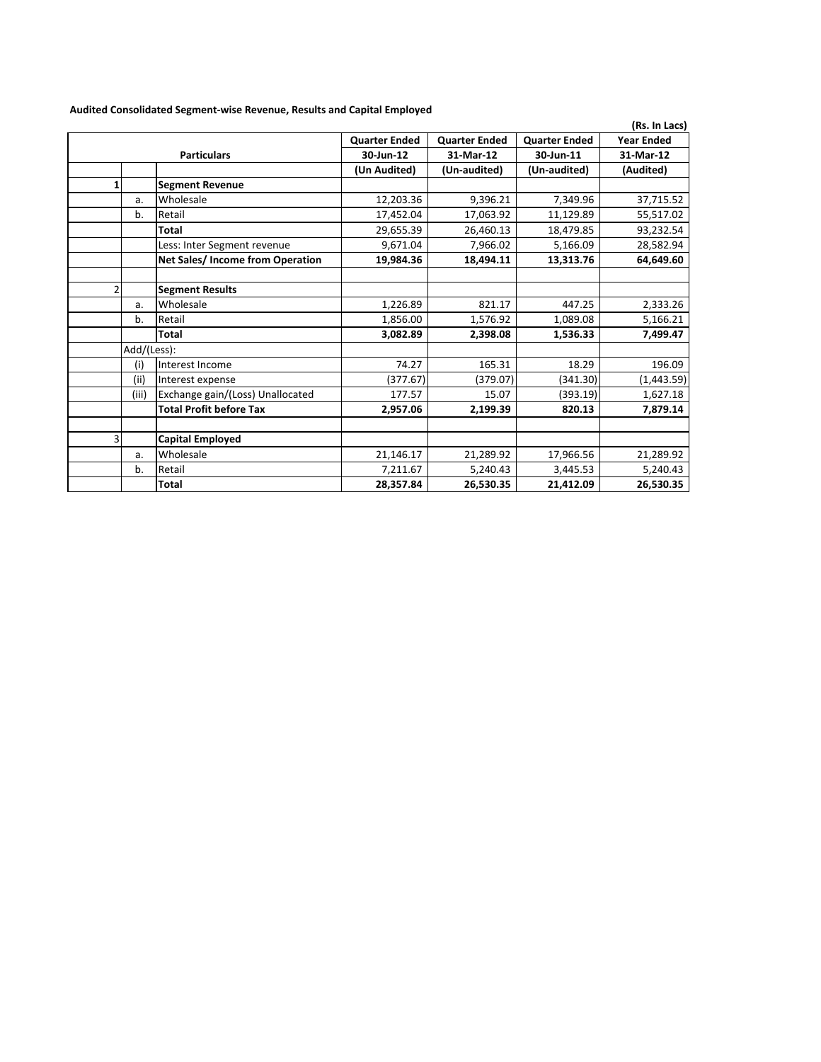**Audited Consolidated Segment-wise Revenue, Results and Capital Employed**

(Rs. In Lacs)

| | | Particulars | Quarter Ended 30-Jun-12 (Un Audited) | Quarter Ended 31-Mar-12 (Un-audited) | Quarter Ended 30-Jun-11 (Un-audited) | Year Ended 31-Mar-12 (Audited) |
|---|---|---|---|---|---|---|
| 1 | | **Segment Revenue** | | | | |
| | a. | Wholesale | 12,203.36 | 9,396.21 | 7,349.96 | 37,715.52 |
| | b. | Retail | 17,452.04 | 17,063.92 | 11,129.89 | 55,517.02 |
| | | **Total** | 29,655.39 | 26,460.13 | 18,479.85 | 93,232.54 |
| | | Less: Inter Segment revenue | 9,671.04 | 7,966.02 | 5,166.09 | 28,582.94 |
| | | **Net Sales/ Income from Operation** | **19,984.36** | **18,494.11** | **13,313.76** | **64,649.60** |
| | | | | | | |
| 2 | | **Segment Results** | | | | |
| | a. | Wholesale | 1,226.89 | 821.17 | 447.25 | 2,333.26 |
| | b. | Retail | 1,856.00 | 1,576.92 | 1,089.08 | 5,166.21 |
| | | **Total** | **3,082.89** | **2,398.08** | **1,536.33** | **7,499.47** |
| | Add/(Less): | | | | | |
| | (i) | Interest Income | 74.27 | 165.31 | 18.29 | 196.09 |
| | (ii) | Interest expense | (377.67) | (379.07) | (341.30) | (1,443.59) |
| | (iii) | Exchange gain/(Loss) Unallocated | 177.57 | 15.07 | (393.19) | 1,627.18 |
| | | **Total Profit before Tax** | **2,957.06** | **2,199.39** | **820.13** | **7,879.14** |
| | | | | | | |
| 3 | | **Capital Employed** | | | | |
| | a. | Wholesale | 21,146.17 | 21,289.92 | 17,966.56 | 21,289.92 |
| | b. | Retail | 7,211.67 | 5,240.43 | 3,445.53 | 5,240.43 |
| | | **Total** | **28,357.84** | **26,530.35** | **21,412.09** | **26,530.35** |